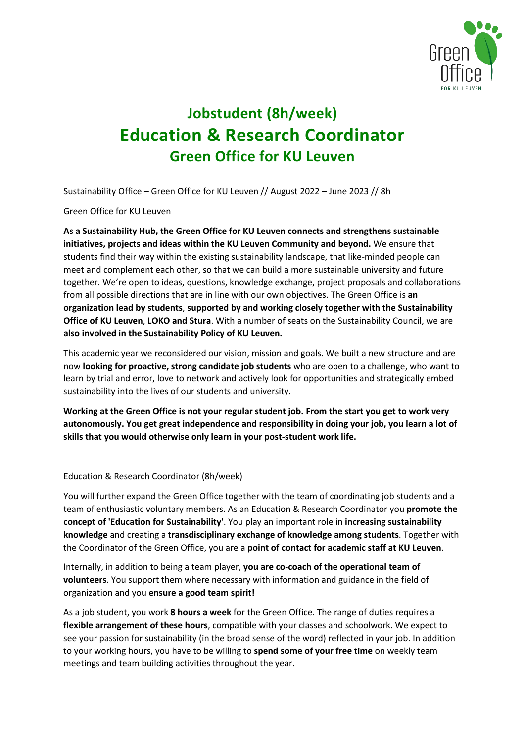# Jobstudent (8h/week)
# Education & Research Coordinator
## Green Office for KU Leuven

Sustainability Office – Green Office for KU Leuven // August 2022 – June 2023 // 8h

Green Office for KU Leuven

**As a Sustainability Hub, the Green Office for KU Leuven connects and strengthens sustainable initiatives, projects and ideas within the KU Leuven Community and beyond.** We ensure that students find their way within the existing sustainability landscape, that like-minded people can meet and complement each other, so that we can build a more sustainable university and future together. We're open to ideas, questions, knowledge exchange, project proposals and collaborations from all possible directions that are in line with our own objectives. The Green Office is **an organization lead by students**, **supported by and working closely together with the Sustainability Office of KU Leuven**, **LOKO and Stura**. With a number of seats on the Sustainability Council, we are **also involved in the Sustainability Policy of KU Leuven.**

This academic year we reconsidered our vision, mission and goals. We built a new structure and are now **looking for proactive, strong candidate job students** who are open to a challenge, who want to learn by trial and error, love to network and actively look for opportunities and strategically embed sustainability into the lives of our students and university.

**Working at the Green Office is not your regular student job. From the start you get to work very autonomously. You get great independence and responsibility in doing your job, you learn a lot of skills that you would otherwise only learn in your post-student work life.**

Education & Research Coordinator (8h/week)

You will further expand the Green Office together with the team of coordinating job students and a team of enthusiastic voluntary members. As an Education & Research Coordinator you **promote the concept of 'Education for Sustainability'**. You play an important role in **increasing sustainability knowledge** and creating a **transdisciplinary exchange of knowledge among students**. Together with the Coordinator of the Green Office, you are a **point of contact for academic staff at KU Leuven**.

Internally, in addition to being a team player, **you are co-coach of the operational team of volunteers**. You support them where necessary with information and guidance in the field of organization and you **ensure a good team spirit!**

As a job student, you work **8 hours a week** for the Green Office. The range of duties requires a **flexible arrangement of these hours**, compatible with your classes and schoolwork. We expect to see your passion for sustainability (in the broad sense of the word) reflected in your job. In addition to your working hours, you have to be willing to **spend some of your free time** on weekly team meetings and team building activities throughout the year.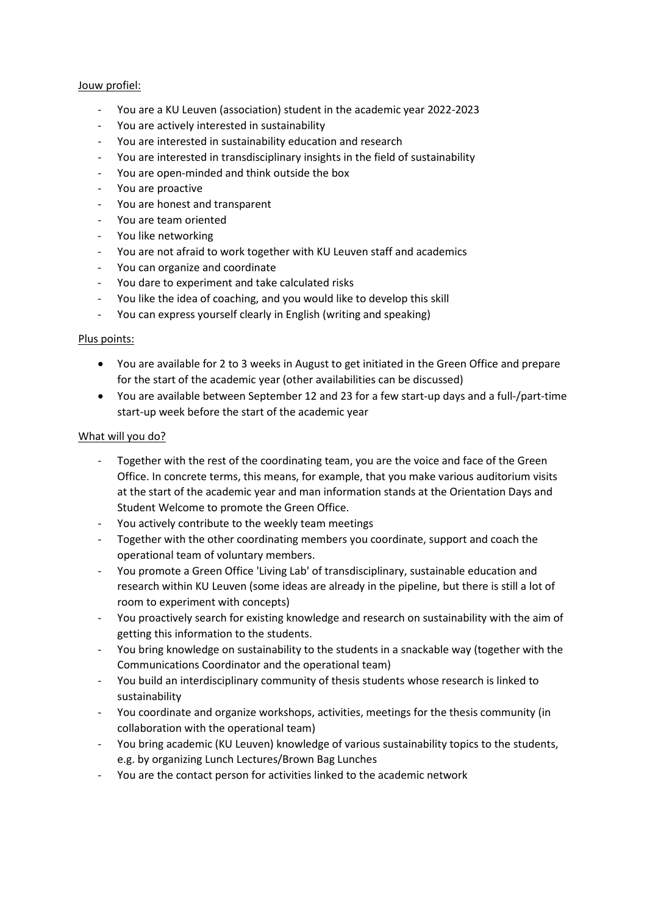Jouw profiel:

- You are a KU Leuven (association) student in the academic year 2022-2023
- You are actively interested in sustainability
- You are interested in sustainability education and research
- You are interested in transdisciplinary insights in the field of sustainability
- You are open-minded and think outside the box
- You are proactive
- You are honest and transparent
- You are team oriented
- You like networking
- You are not afraid to work together with KU Leuven staff and academics
- You can organize and coordinate
- You dare to experiment and take calculated risks
- You like the idea of coaching, and you would like to develop this skill
- You can express yourself clearly in English (writing and speaking)

Plus points:

- You are available for 2 to 3 weeks in August to get initiated in the Green Office and prepare for the start of the academic year (other availabilities can be discussed)
- You are available between September 12 and 23 for a few start-up days and a full-/part-time start-up week before the start of the academic year

What will you do?

- Together with the rest of the coordinating team, you are the voice and face of the Green Office. In concrete terms, this means, for example, that you make various auditorium visits at the start of the academic year and man information stands at the Orientation Days and Student Welcome to promote the Green Office.
- You actively contribute to the weekly team meetings
- Together with the other coordinating members you coordinate, support and coach the operational team of voluntary members.
- You promote a Green Office 'Living Lab' of transdisciplinary, sustainable education and research within KU Leuven (some ideas are already in the pipeline, but there is still a lot of room to experiment with concepts)
- You proactively search for existing knowledge and research on sustainability with the aim of getting this information to the students.
- You bring knowledge on sustainability to the students in a snackable way (together with the Communications Coordinator and the operational team)
- You build an interdisciplinary community of thesis students whose research is linked to sustainability
- You coordinate and organize workshops, activities, meetings for the thesis community (in collaboration with the operational team)
- You bring academic (KU Leuven) knowledge of various sustainability topics to the students, e.g. by organizing Lunch Lectures/Brown Bag Lunches
- You are the contact person for activities linked to the academic network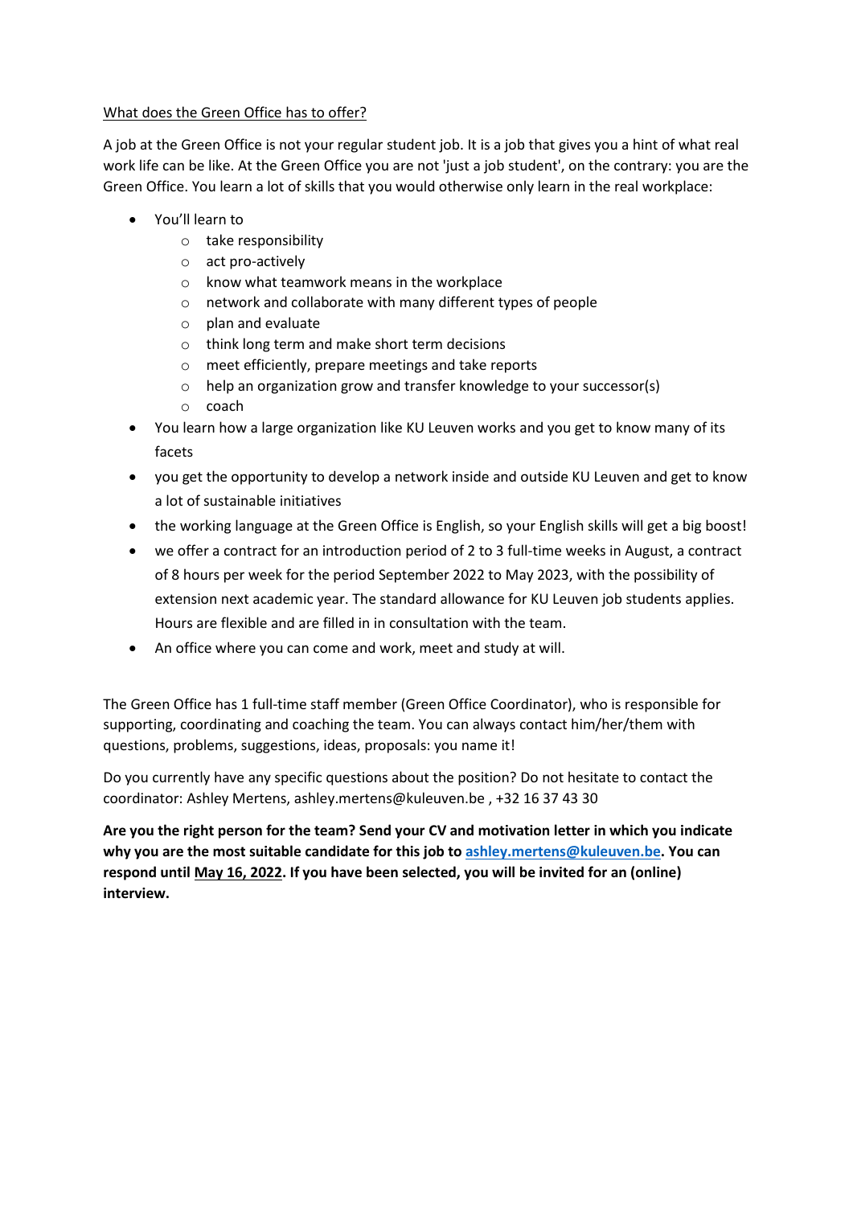<u>What does the Green Office has to offer?</u>

A job at the Green Office is not your regular student job. It is a job that gives you a hint of what real work life can be like. At the Green Office you are not 'just a job student', on the contrary: you are the Green Office. You learn a lot of skills that you would otherwise only learn in the real workplace:

- You'll learn to
  - take responsibility
  - act pro-actively
  - know what teamwork means in the workplace
  - network and collaborate with many different types of people
  - plan and evaluate
  - think long term and make short term decisions
  - meet efficiently, prepare meetings and take reports
  - help an organization grow and transfer knowledge to your successor(s)
  - coach
- You learn how a large organization like KU Leuven works and you get to know many of its facets
- you get the opportunity to develop a network inside and outside KU Leuven and get to know a lot of sustainable initiatives
- the working language at the Green Office is English, so your English skills will get a big boost!
- we offer a contract for an introduction period of 2 to 3 full-time weeks in August, a contract of 8 hours per week for the period September 2022 to May 2023, with the possibility of extension next academic year. The standard allowance for KU Leuven job students applies. Hours are flexible and are filled in in consultation with the team.
- An office where you can come and work, meet and study at will.

The Green Office has 1 full-time staff member (Green Office Coordinator), who is responsible for supporting, coordinating and coaching the team. You can always contact him/her/them with questions, problems, suggestions, ideas, proposals: you name it!

Do you currently have any specific questions about the position? Do not hesitate to contact the coordinator: Ashley Mertens, ashley.mertens@kuleuven.be , +32 16 37 43 30

**Are you the right person for the team? Send your CV and motivation letter in which you indicate why you are the most suitable candidate for this job to [ashley.mertens@kuleuven.be](mailto:ashley.mertens@kuleuven.be). You can respond until <u>May 16, 2022</u>. If you have been selected, you will be invited for an (online) interview.**